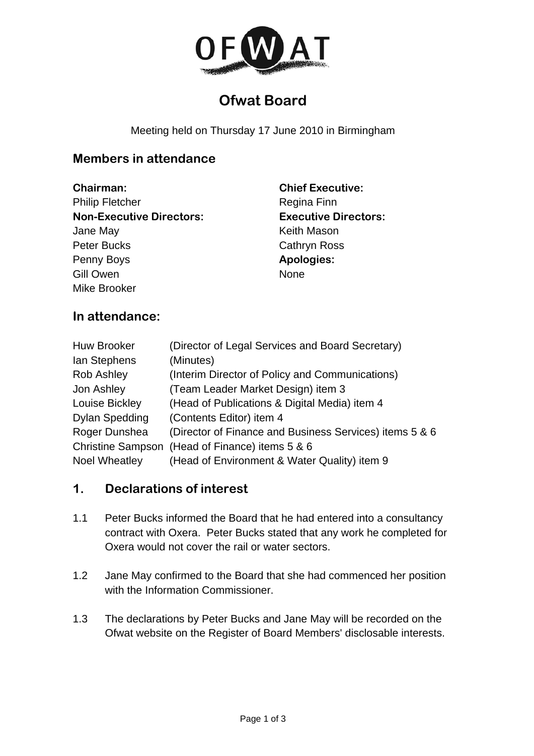OFWAT

# Ofwat Board

Meeting held on Thursday 17 June 2010 in Birmingham

## Members in attendance

**Chairman:**
Philip Fletcher

**Non-Executive Directors:**
Jane May
Peter Bucks
Penny Boys
Gill Owen
Mike Brooker

**Chief Executive:**
Regina Finn

**Executive Directors:**
Keith Mason
Cathryn Ross

**Apologies:**
None

## In attendance:

| | |
|---|---|
| Huw Brooker | (Director of Legal Services and Board Secretary) |
| Ian Stephens | (Minutes) |
| Rob Ashley | (Interim Director of Policy and Communications) |
| Jon Ashley | (Team Leader Market Design) item 3 |
| Louise Bickley | (Head of Publications & Digital Media) item 4 |
| Dylan Spedding | (Contents Editor) item 4 |
| Roger Dunshea | (Director of Finance and Business Services) items 5 & 6 |
| Christine Sampson | (Head of Finance) items 5 & 6 |
| Noel Wheatley | (Head of Environment & Water Quality) item 9 |

## 1. Declarations of interest

1.1 Peter Bucks informed the Board that he had entered into a consultancy contract with Oxera. Peter Bucks stated that any work he completed for Oxera would not cover the rail or water sectors.

1.2 Jane May confirmed to the Board that she had commenced her position with the Information Commissioner.

1.3 The declarations by Peter Bucks and Jane May will be recorded on the Ofwat website on the Register of Board Members' disclosable interests.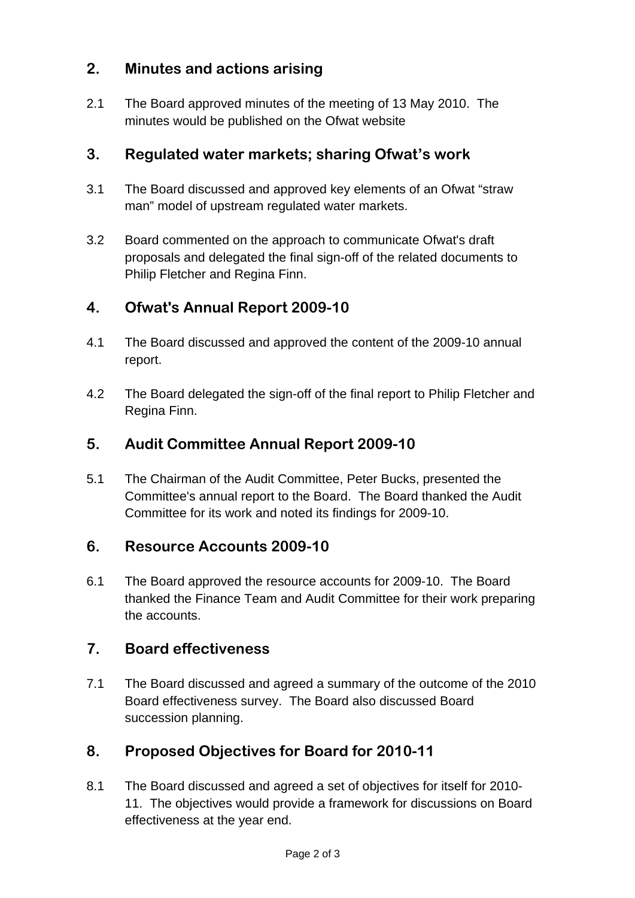## 2. Minutes and actions arising

2.1 The Board approved minutes of the meeting of 13 May 2010. The minutes would be published on the Ofwat website

## 3. Regulated water markets; sharing Ofwat's work

3.1 The Board discussed and approved key elements of an Ofwat "straw man" model of upstream regulated water markets.

3.2 Board commented on the approach to communicate Ofwat's draft proposals and delegated the final sign-off of the related documents to Philip Fletcher and Regina Finn.

## 4. Ofwat's Annual Report 2009-10

4.1 The Board discussed and approved the content of the 2009-10 annual report.

4.2 The Board delegated the sign-off of the final report to Philip Fletcher and Regina Finn.

## 5. Audit Committee Annual Report 2009-10

5.1 The Chairman of the Audit Committee, Peter Bucks, presented the Committee's annual report to the Board. The Board thanked the Audit Committee for its work and noted its findings for 2009-10.

## 6. Resource Accounts 2009-10

6.1 The Board approved the resource accounts for 2009-10. The Board thanked the Finance Team and Audit Committee for their work preparing the accounts.

## 7. Board effectiveness

7.1 The Board discussed and agreed a summary of the outcome of the 2010 Board effectiveness survey. The Board also discussed Board succession planning.

## 8. Proposed Objectives for Board for 2010-11

8.1 The Board discussed and agreed a set of objectives for itself for 2010-11. The objectives would provide a framework for discussions on Board effectiveness at the year end.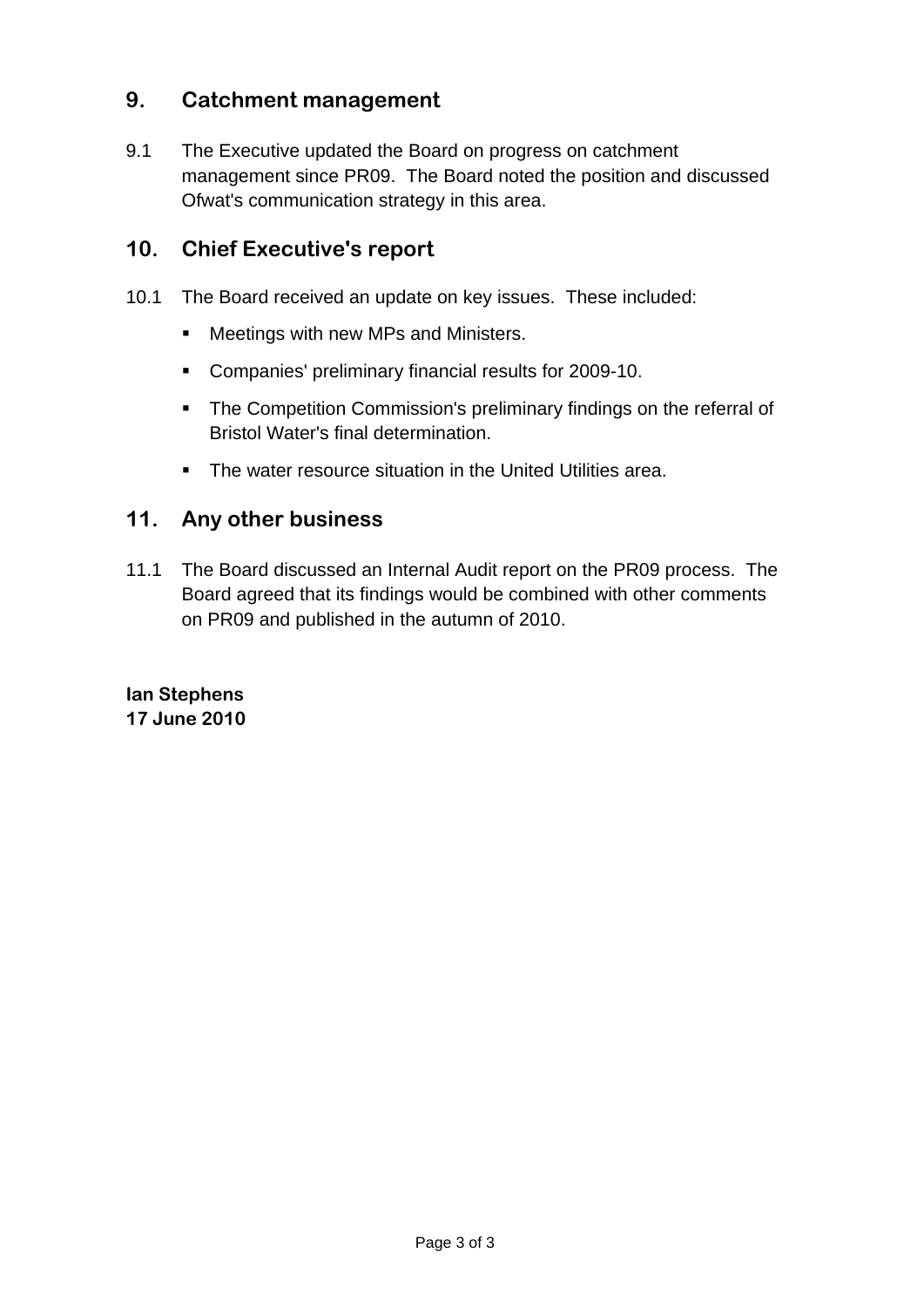## 9. Catchment management

9.1 The Executive updated the Board on progress on catchment management since PR09. The Board noted the position and discussed Ofwat's communication strategy in this area.

## 10. Chief Executive's report

10.1 The Board received an update on key issues. These included:

- Meetings with new MPs and Ministers.
- Companies' preliminary financial results for 2009-10.
- The Competition Commission's preliminary findings on the referral of Bristol Water's final determination.
- The water resource situation in the United Utilities area.

## 11. Any other business

11.1 The Board discussed an Internal Audit report on the PR09 process. The Board agreed that its findings would be combined with other comments on PR09 and published in the autumn of 2010.

**Ian Stephens**
**17 June 2010**